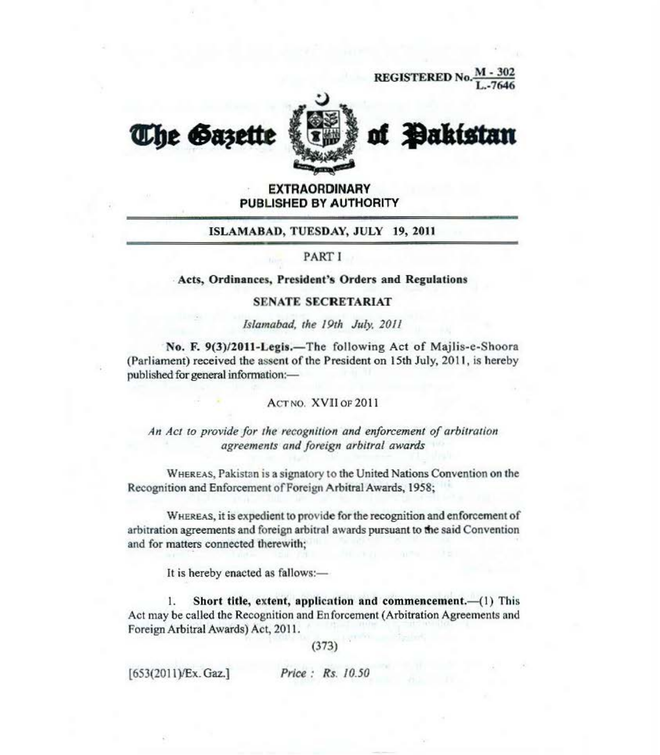REGISTERED No. M - 302 / L.-7646

# The Gazette of Pakistan

**EXTRAORDINARY**
**PUBLISHED BY AUTHORITY**

**ISLAMABAD, TUESDAY, JULY 19, 2011**

PART I

**Acts, Ordinances, President's Orders and Regulations**

**SENATE SECRETARIAT**

*Islamabad, the 19th July, 2011*

**No. F. 9(3)/2011-Legis.**—The following Act of Majlis-e-Shoora (Parliament) received the assent of the President on 15th July, 2011, is hereby published for general information:—

ACT NO. XVII OF 2011

*An Act to provide for the recognition and enforcement of arbitration agreements and foreign arbitral awards*

WHEREAS, Pakistan is a signatory to the United Nations Convention on the Recognition and Enforcement of Foreign Arbitral Awards, 1958;

WHEREAS, it is expedient to provide for the recognition and enforcement of arbitration agreements and foreign arbitral awards pursuant to the said Convention and for matters connected therewith;

It is hereby enacted as fallows:—

1. **Short title, extent, application and commencement.**—(1) This Act may be called the Recognition and Enforcement (Arbitration Agreements and Foreign Arbitral Awards) Act, 2011.

[653(2011)/Ex. Gaz.] *Price : Rs. 10.50*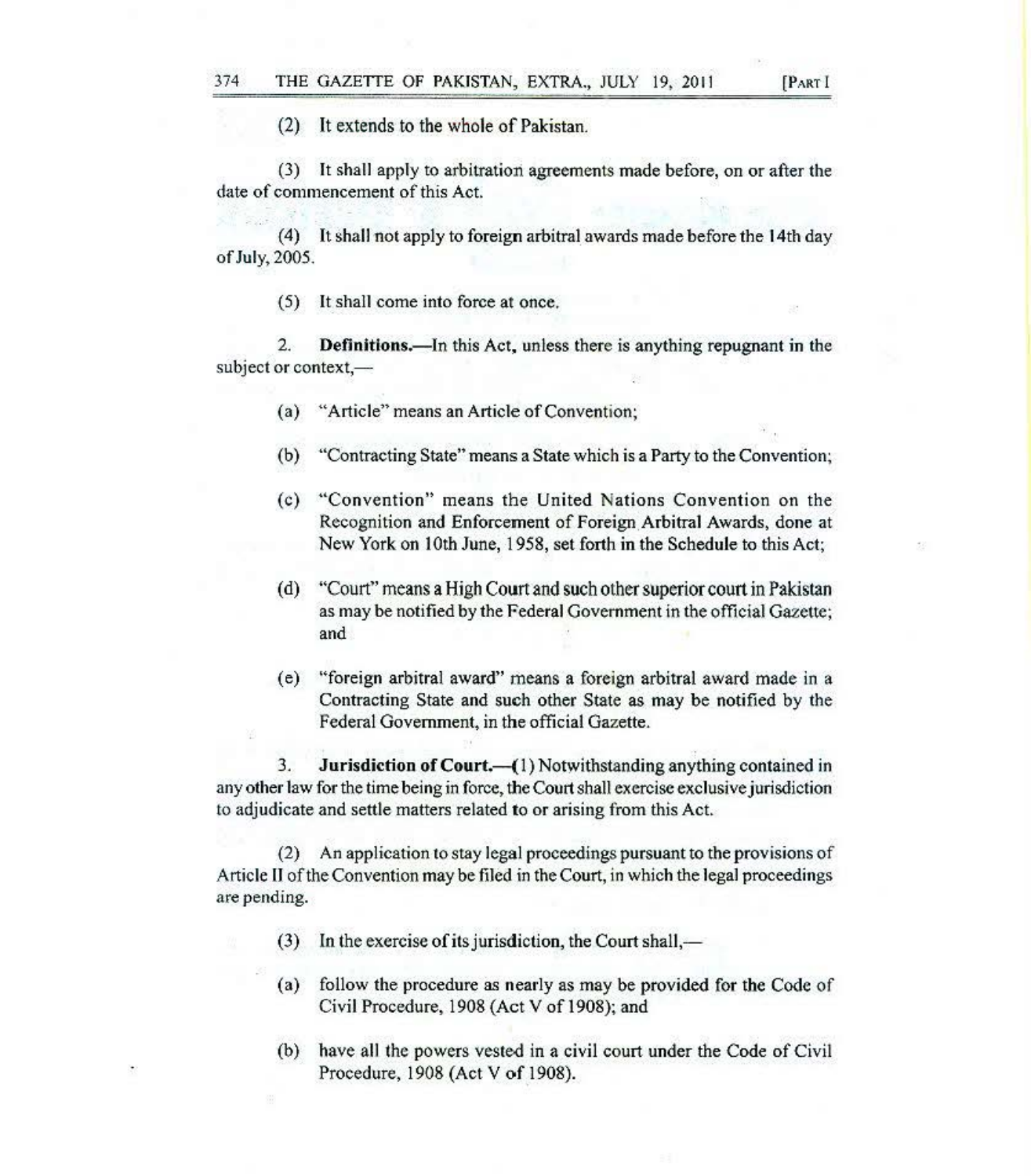(2) It extends to the whole of Pakistan.

(3) It shall apply to arbitration agreements made before, on or after the date of commencement of this Act.

(4) It shall not apply to foreign arbitral awards made before the 14th day of July, 2005.

(5) It shall come into force at once.

2. **Definitions.**—In this Act, unless there is anything repugnant in the subject or context,—

(a) "Article" means an Article of Convention;

(b) "Contracting State" means a State which is a Party to the Convention;

(c) "Convention" means the United Nations Convention on the Recognition and Enforcement of Foreign Arbitral Awards, done at New York on 10th June, 1958, set forth in the Schedule to this Act;

(d) "Court" means a High Court and such other superior court in Pakistan as may be notified by the Federal Government in the official Gazette; and

(e) "foreign arbitral award" means a foreign arbitral award made in a Contracting State and such other State as may be notified by the Federal Government, in the official Gazette.

3. **Jurisdiction of Court.**—(1) Notwithstanding anything contained in any other law for the time being in force, the Court shall exercise exclusive jurisdiction to adjudicate and settle matters related to or arising from this Act.

(2) An application to stay legal proceedings pursuant to the provisions of Article II of the Convention may be filed in the Court, in which the legal proceedings are pending.

(3) In the exercise of its jurisdiction, the Court shall,—

(a) follow the procedure as nearly as may be provided for the Code of Civil Procedure, 1908 (Act V of 1908); and

(b) have all the powers vested in a civil court under the Code of Civil Procedure, 1908 (Act V of 1908).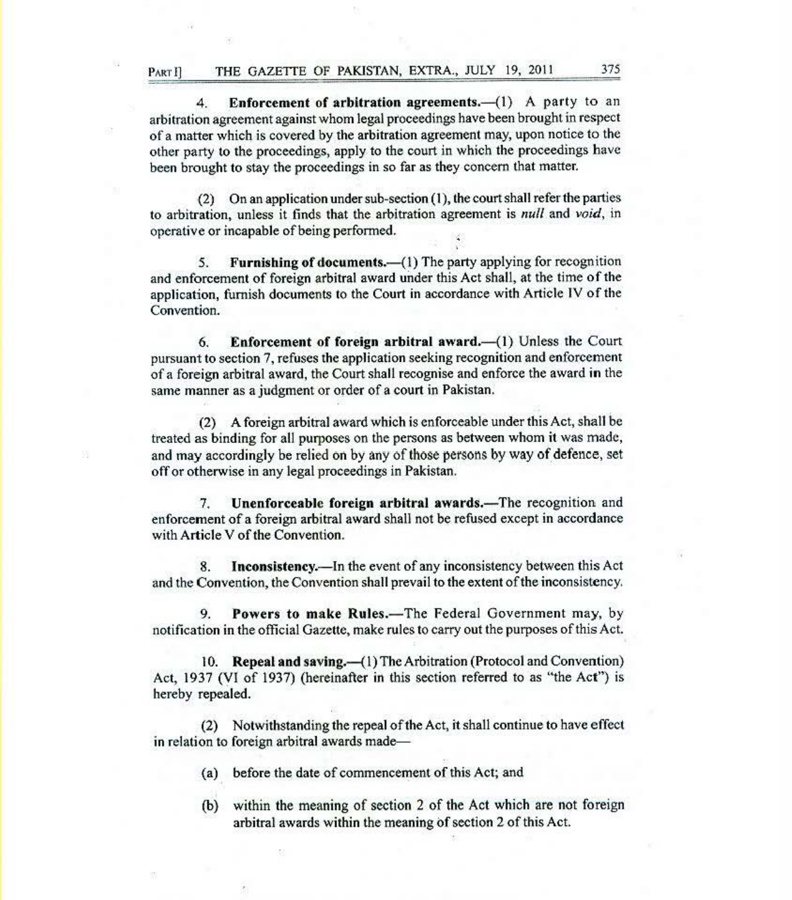4. **Enforcement of arbitration agreements.**—(1) A party to an arbitration agreement against whom legal proceedings have been brought in respect of a matter which is covered by the arbitration agreement may, upon notice to the other party to the proceedings, apply to the court in which the proceedings have been brought to stay the proceedings in so far as they concern that matter.

(2) On an application under sub-section (1), the court shall refer the parties to arbitration, unless it finds that the arbitration agreement is *null* and *void*, in operative or incapable of being performed.

5. **Furnishing of documents.**—(1) The party applying for recognition and enforcement of foreign arbitral award under this Act shall, at the time of the application, furnish documents to the Court in accordance with Article IV of the Convention.

6. **Enforcement of foreign arbitral award.**—(1) Unless the Court pursuant to section 7, refuses the application seeking recognition and enforcement of a foreign arbitral award, the Court shall recognise and enforce the award in the same manner as a judgment or order of a court in Pakistan.

(2) A foreign arbitral award which is enforceable under this Act, shall be treated as binding for all purposes on the persons as between whom it was made, and may accordingly be relied on by any of those persons by way of defence, set off or otherwise in any legal proceedings in Pakistan.

7. **Unenforceable foreign arbitral awards.**—The recognition and enforcement of a foreign arbitral award shall not be refused except in accordance with Article V of the Convention.

8. **Inconsistency.**—In the event of any inconsistency between this Act and the Convention, the Convention shall prevail to the extent of the inconsistency.

9. **Powers to make Rules.**—The Federal Government may, by notification in the official Gazette, make rules to carry out the purposes of this Act.

10. **Repeal and saving.**—(1) The Arbitration (Protocol and Convention) Act, 1937 (VI of 1937) (hereinafter in this section referred to as "the Act") is hereby repealed.

(2) Notwithstanding the repeal of the Act, it shall continue to have effect in relation to foreign arbitral awards made—

(a) before the date of commencement of this Act; and

(b) within the meaning of section 2 of the Act which are not foreign arbitral awards within the meaning of section 2 of this Act.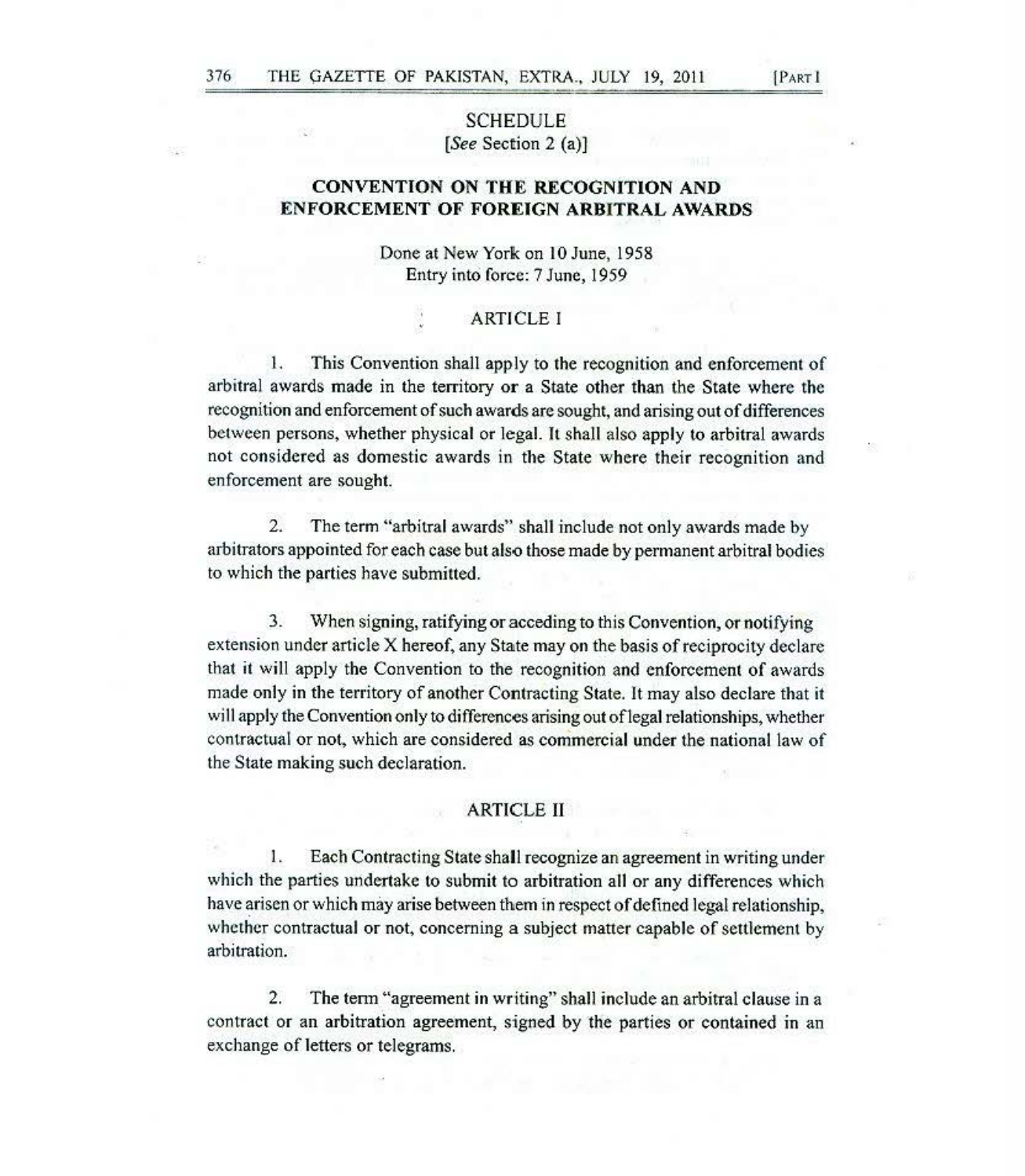## SCHEDULE

[*See* Section 2 (a)]

## CONVENTION ON THE RECOGNITION AND ENFORCEMENT OF FOREIGN ARBITRAL AWARDS

Done at New York on 10 June, 1958
Entry into force: 7 June, 1959

### ARTICLE I

1. This Convention shall apply to the recognition and enforcement of arbitral awards made in the territory or a State other than the State where the recognition and enforcement of such awards are sought, and arising out of differences between persons, whether physical or legal. It shall also apply to arbitral awards not considered as domestic awards in the State where their recognition and enforcement are sought.

2. The term "arbitral awards" shall include not only awards made by arbitrators appointed for each case but also those made by permanent arbitral bodies to which the parties have submitted.

3. When signing, ratifying or acceding to this Convention, or notifying extension under article X hereof, any State may on the basis of reciprocity declare that it will apply the Convention to the recognition and enforcement of awards made only in the territory of another Contracting State. It may also declare that it will apply the Convention only to differences arising out of legal relationships, whether contractual or not, which are considered as commercial under the national law of the State making such declaration.

### ARTICLE II

1. Each Contracting State shall recognize an agreement in writing under which the parties undertake to submit to arbitration all or any differences which have arisen or which may arise between them in respect of defined legal relationship, whether contractual or not, concerning a subject matter capable of settlement by arbitration.

2. The term "agreement in writing" shall include an arbitral clause in a contract or an arbitration agreement, signed by the parties or contained in an exchange of letters or telegrams.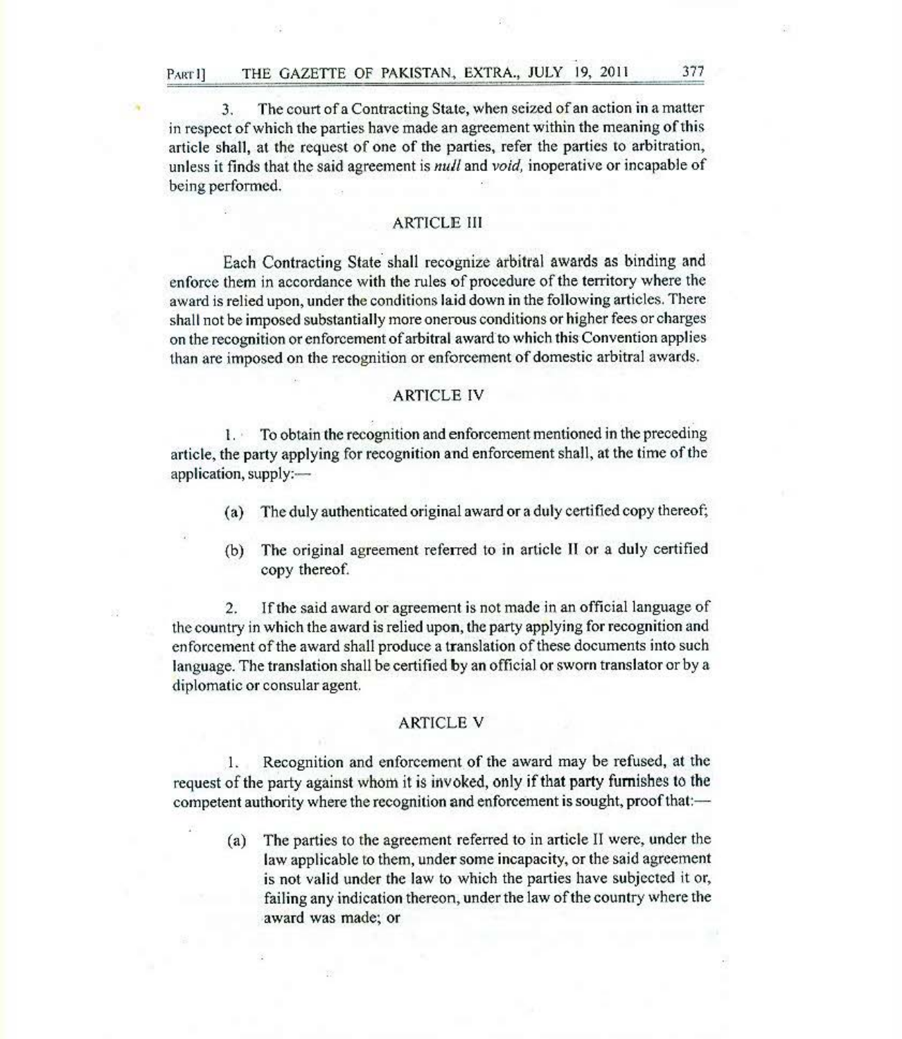3. The court of a Contracting State, when seized of an action in a matter in respect of which the parties have made an agreement within the meaning of this article shall, at the request of one of the parties, refer the parties to arbitration, unless it finds that the said agreement is *null* and *void*, inoperative or incapable of being performed.

## ARTICLE III

Each Contracting State shall recognize arbitral awards as binding and enforce them in accordance with the rules of procedure of the territory where the award is relied upon, under the conditions laid down in the following articles. There shall not be imposed substantially more onerous conditions or higher fees or charges on the recognition or enforcement of arbitral award to which this Convention applies than are imposed on the recognition or enforcement of domestic arbitral awards.

## ARTICLE IV

1. To obtain the recognition and enforcement mentioned in the preceding article, the party applying for recognition and enforcement shall, at the time of the application, supply:—

   (a) The duly authenticated original award or a duly certified copy thereof;

   (b) The original agreement referred to in article II or a duly certified copy thereof.

2. If the said award or agreement is not made in an official language of the country in which the award is relied upon, the party applying for recognition and enforcement of the award shall produce a translation of these documents into such language. The translation shall be certified by an official or sworn translator or by a diplomatic or consular agent.

## ARTICLE V

1. Recognition and enforcement of the award may be refused, at the request of the party against whom it is invoked, only if that party furnishes to the competent authority where the recognition and enforcement is sought, proof that:—

   (a) The parties to the agreement referred to in article II were, under the law applicable to them, under some incapacity, or the said agreement is not valid under the law to which the parties have subjected it or, failing any indication thereon, under the law of the country where the award was made; or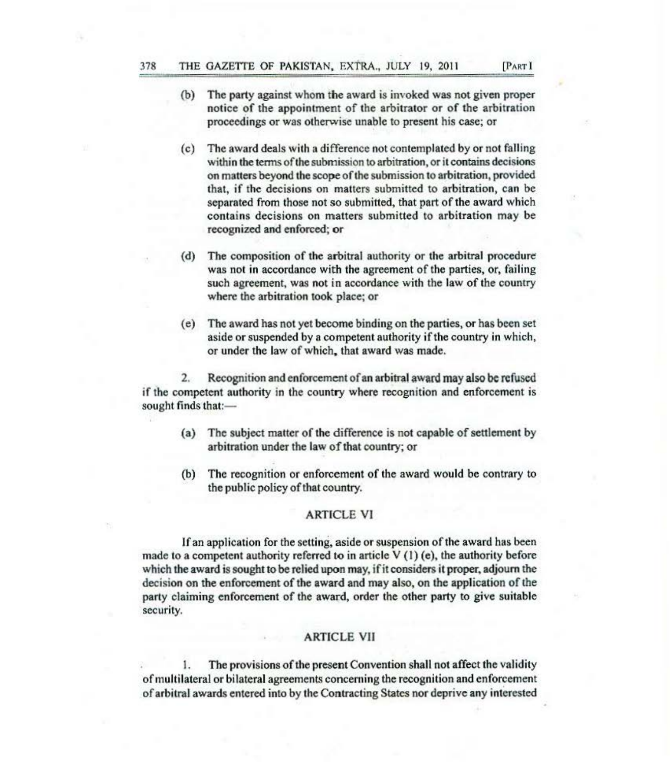(b) The party against whom the award is invoked was not given proper notice of the appointment of the arbitrator or of the arbitration proceedings or was otherwise unable to present his case; or

(c) The award deals with a difference not contemplated by or not falling within the terms of the submission to arbitration, or it contains decisions on matters beyond the scope of the submission to arbitration, provided that, if the decisions on matters submitted to arbitration, can be separated from those not so submitted, that part of the award which contains decisions on matters submitted to arbitration may be recognized and enforced; or

(d) The composition of the arbitral authority or the arbitral procedure was not in accordance with the agreement of the parties, or, failing such agreement, was not in accordance with the law of the country where the arbitration took place; or

(e) The award has not yet become binding on the parties, or has been set aside or suspended by a competent authority if the country in which, or under the law of which, that award was made.

2. Recognition and enforcement of an arbitral award may also be refused if the competent authority in the country where recognition and enforcement is sought finds that:—

(a) The subject matter of the difference is not capable of settlement by arbitration under the law of that country; or

(b) The recognition or enforcement of the award would be contrary to the public policy of that country.

## ARTICLE VI

If an application for the setting, aside or suspension of the award has been made to a competent authority referred to in article V (1) (e), the authority before which the award is sought to be relied upon may, if it considers it proper, adjourn the decision on the enforcement of the award and may also, on the application of the party claiming enforcement of the award, order the other party to give suitable security.

## ARTICLE VII

1. The provisions of the present Convention shall not affect the validity of multilateral or bilateral agreements concerning the recognition and enforcement of arbitral awards entered into by the Contracting States nor deprive any interested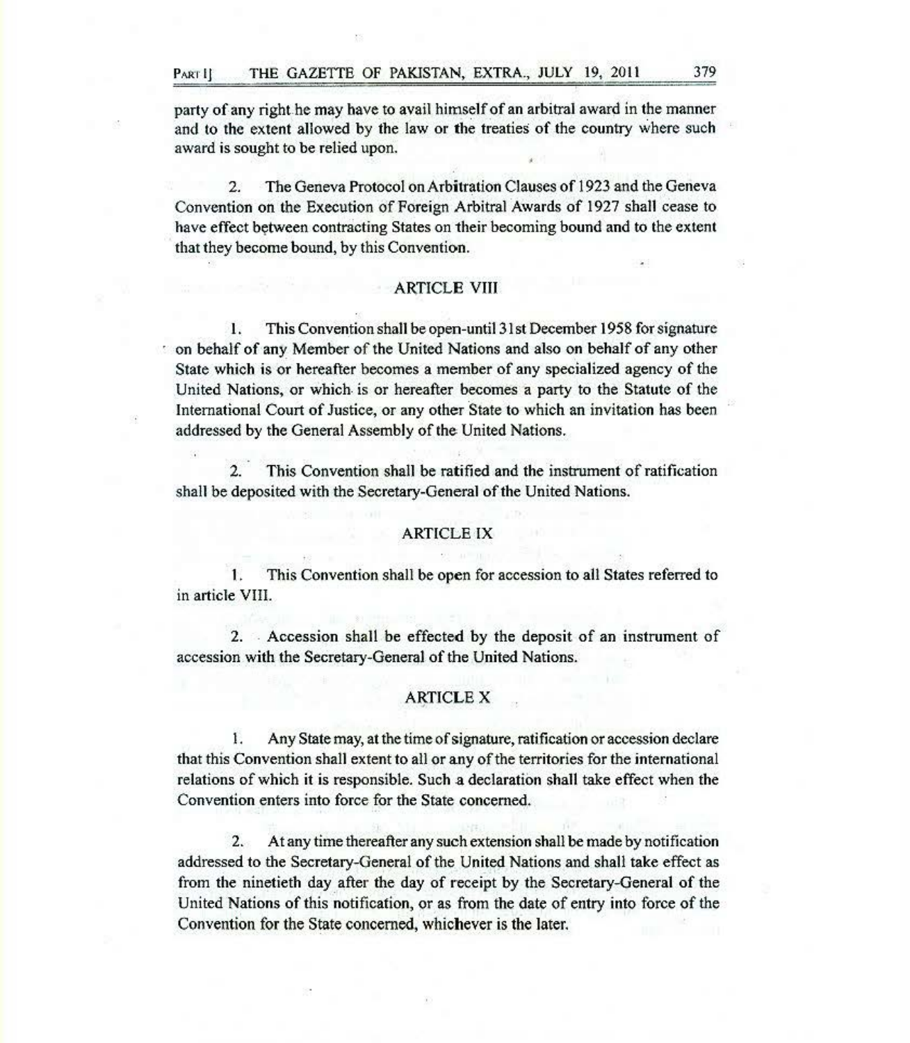party of any right he may have to avail himself of an arbitral award in the manner and to the extent allowed by the law or the treaties of the country where such award is sought to be relied upon.

2. The Geneva Protocol on Arbitration Clauses of 1923 and the Geneva Convention on the Execution of Foreign Arbitral Awards of 1927 shall cease to have effect between contracting States on their becoming bound and to the extent that they become bound, by this Convention.

### ARTICLE VIII

1. This Convention shall be open-until 31st December 1958 for signature on behalf of any Member of the United Nations and also on behalf of any other State which is or hereafter becomes a member of any specialized agency of the United Nations, or which is or hereafter becomes a party to the Statute of the International Court of Justice, or any other State to which an invitation has been addressed by the General Assembly of the United Nations.

2. This Convention shall be ratified and the instrument of ratification shall be deposited with the Secretary-General of the United Nations.

### ARTICLE IX

1. This Convention shall be open for accession to all States referred to in article VIII.

2. Accession shall be effected by the deposit of an instrument of accession with the Secretary-General of the United Nations.

### ARTICLE X

1. Any State may, at the time of signature, ratification or accession declare that this Convention shall extent to all or any of the territories for the international relations of which it is responsible. Such a declaration shall take effect when the Convention enters into force for the State concerned.

2. At any time thereafter any such extension shall be made by notification addressed to the Secretary-General of the United Nations and shall take effect as from the ninetieth day after the day of receipt by the Secretary-General of the United Nations of this notification, or as from the date of entry into force of the Convention for the State concerned, whichever is the later.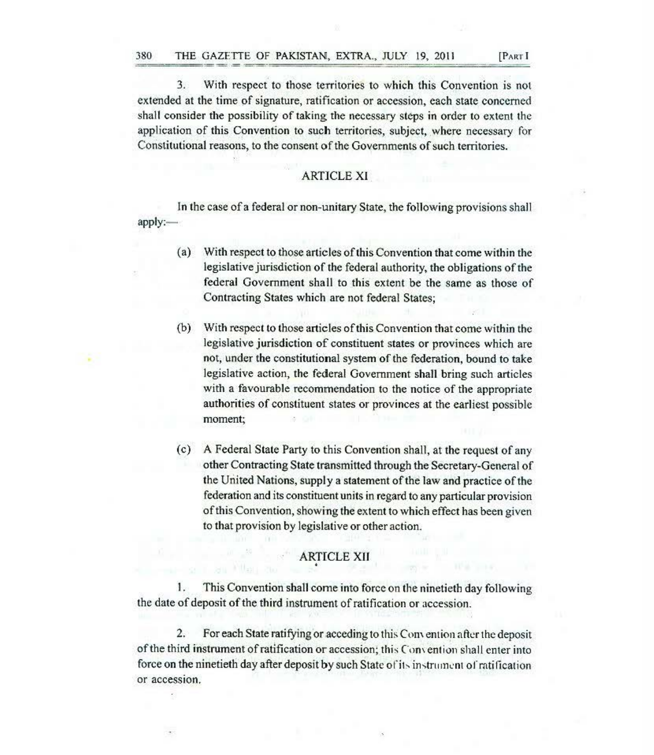3. With respect to those territories to which this Convention is not extended at the time of signature, ratification or accession, each state concerned shall consider the possibility of taking the necessary steps in order to extent the application of this Convention to such territories, subject, where necessary for Constitutional reasons, to the consent of the Governments of such territories.

## ARTICLE XI

In the case of a federal or non-unitary State, the following provisions shall apply:—

(a) With respect to those articles of this Convention that come within the legislative jurisdiction of the federal authority, the obligations of the federal Government shall to this extent be the same as those of Contracting States which are not federal States;

(b) With respect to those articles of this Convention that come within the legislative jurisdiction of constituent states or provinces which are not, under the constitutional system of the federation, bound to take legislative action, the federal Government shall bring such articles with a favourable recommendation to the notice of the appropriate authorities of constituent states or provinces at the earliest possible moment;

(c) A Federal State Party to this Convention shall, at the request of any other Contracting State transmitted through the Secretary-General of the United Nations, supply a statement of the law and practice of the federation and its constituent units in regard to any particular provision of this Convention, showing the extent to which effect has been given to that provision by legislative or other action.

## ARTICLE XII

1. This Convention shall come into force on the ninetieth day following the date of deposit of the third instrument of ratification or accession.

2. For each State ratifying or acceding to this Convention after the deposit of the third instrument of ratification or accession; this Convention shall enter into force on the ninetieth day after deposit by such State of its instrument of ratification or accession.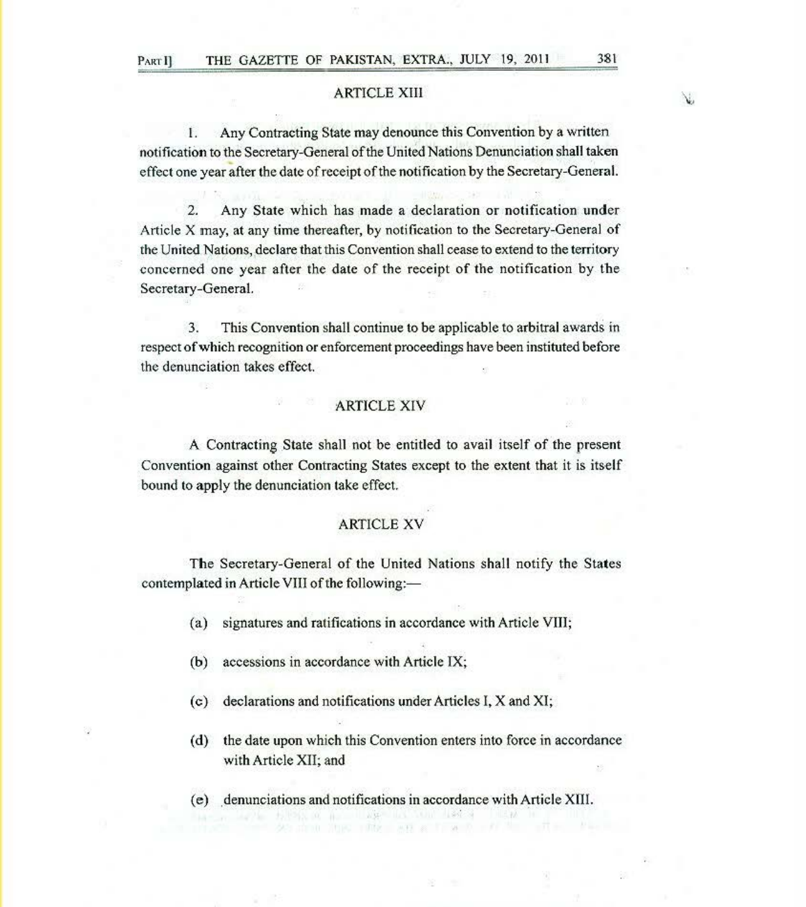## ARTICLE XIII

1. Any Contracting State may denounce this Convention by a written notification to the Secretary-General of the United Nations Denunciation shall taken effect one year after the date of receipt of the notification by the Secretary-General.

2. Any State which has made a declaration or notification under Article X may, at any time thereafter, by notification to the Secretary-General of the United Nations, declare that this Convention shall cease to extend to the territory concerned one year after the date of the receipt of the notification by the Secretary-General.

3. This Convention shall continue to be applicable to arbitral awards in respect of which recognition or enforcement proceedings have been instituted before the denunciation takes effect.

## ARTICLE XIV

A Contracting State shall not be entitled to avail itself of the present Convention against other Contracting States except to the extent that it is itself bound to apply the denunciation take effect.

## ARTICLE XV

The Secretary-General of the United Nations shall notify the States contemplated in Article VIII of the following:—

(a) signatures and ratifications in accordance with Article VIII;

(b) accessions in accordance with Article IX;

(c) declarations and notifications under Articles I, X and XI;

(d) the date upon which this Convention enters into force in accordance with Article XII; and

(e) denunciations and notifications in accordance with Article XIII.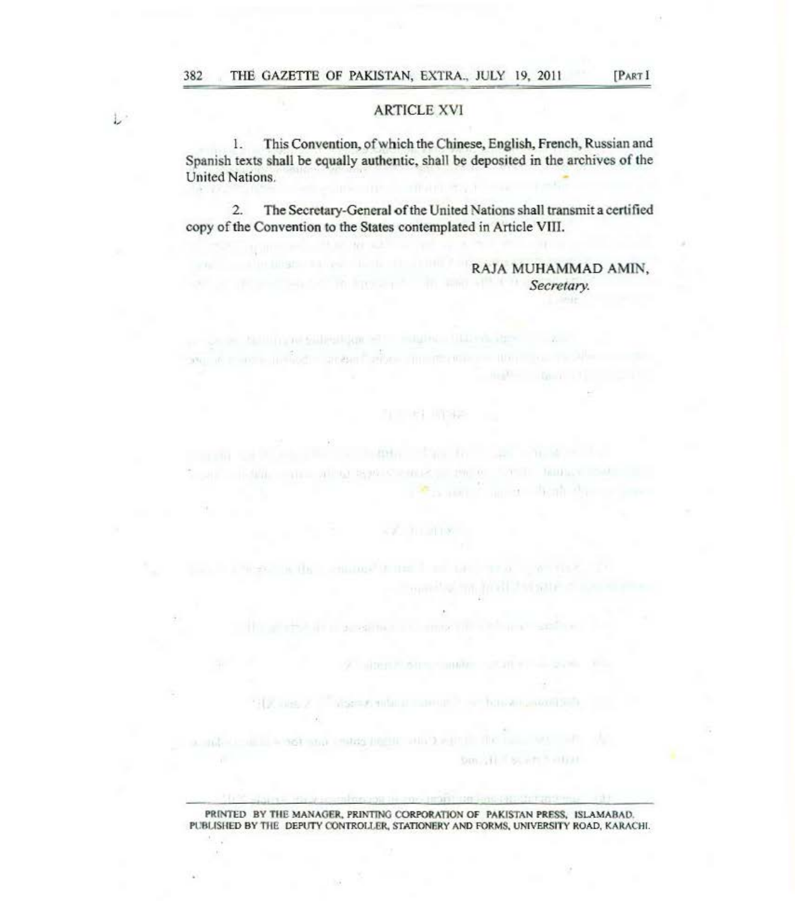## ARTICLE XVI

1. This Convention, of which the Chinese, English, French, Russian and Spanish texts shall be equally authentic, shall be deposited in the archives of the United Nations.

2. The Secretary-General of the United Nations shall transmit a certified copy of the Convention to the States contemplated in Article VIII.

RAJA MUHAMMAD AMIN,
*Secretary.*

PRINTED BY THE MANAGER, PRINTING CORPORATION OF PAKISTAN PRESS, ISLAMABAD.
PUBLISHED BY THE DEPUTY CONTROLLER, STATIONERY AND FORMS, UNIVERSITY ROAD, KARACHI.